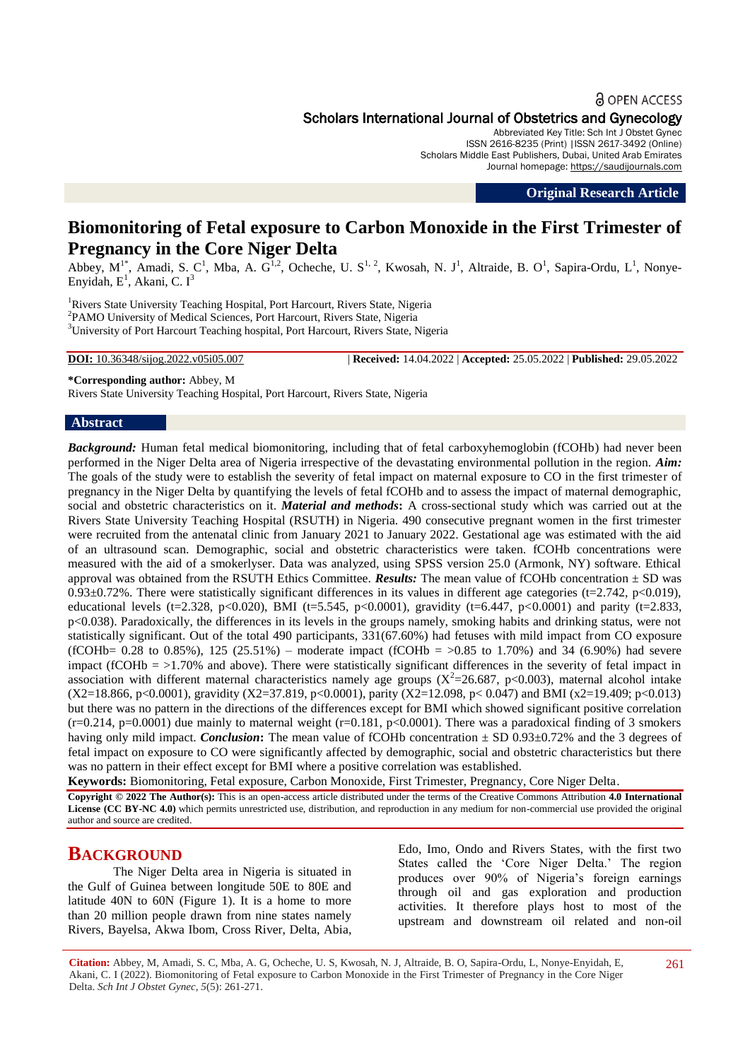OPEN ACCESS

Scholars International Journal of Obstetrics and Gynecology

Abbreviated Key Title: Sch Int J Obstet Gynec
ISSN 2616-8235 (Print) |ISSN 2617-3492 (Online)
Scholars Middle East Publishers, Dubai, United Arab Emirates
Journal homepage: https://saudijournals.com

**Original Research Article**

# Biomonitoring of Fetal exposure to Carbon Monoxide in the First Trimester of Pregnancy in the Core Niger Delta

Abbey, M[1*], Amadi, S. C[1], Mba, A. G[1,2], Ocheche, U. S[1, 2], Kwosah, N. J[1], Altraide, B. O[1], Sapira-Ordu, L[1], Nonye-Enyidah, E[1], Akani, C. I[3]

[1]Rivers State University Teaching Hospital, Port Harcourt, Rivers State, Nigeria
[2]PAMO University of Medical Sciences, Port Harcourt, Rivers State, Nigeria
[3]University of Port Harcourt Teaching hospital, Port Harcourt, Rivers State, Nigeria

**DOI:** 10.36348/sijog.2022.v05i05.007 | **Received:** 14.04.2022 | **Accepted:** 25.05.2022 | **Published:** 29.05.2022

**\*Corresponding author:** Abbey, M
Rivers State University Teaching Hospital, Port Harcourt, Rivers State, Nigeria

## Abstract

***Background:*** Human fetal medical biomonitoring, including that of fetal carboxyhemoglobin (fCOHb) had never been performed in the Niger Delta area of Nigeria irrespective of the devastating environmental pollution in the region. ***Aim:*** The goals of the study were to establish the severity of fetal impact on maternal exposure to CO in the first trimester of pregnancy in the Niger Delta by quantifying the levels of fetal fCOHb and to assess the impact of maternal demographic, social and obstetric characteristics on it. ***Material and methods*****:** A cross-sectional study which was carried out at the Rivers State University Teaching Hospital (RSUTH) in Nigeria. 490 consecutive pregnant women in the first trimester were recruited from the antenatal clinic from January 2021 to January 2022. Gestational age was estimated with the aid of an ultrasound scan. Demographic, social and obstetric characteristics were taken. fCOHb concentrations were measured with the aid of a smokerlyser. Data was analyzed, using SPSS version 25.0 (Armonk, NY) software. Ethical approval was obtained from the RSUTH Ethics Committee. ***Results:*** The mean value of fCOHb concentration ± SD was 0.93±0.72%. There were statistically significant differences in its values in different age categories ($t=2.742$, $p<0.019$), educational levels ($t=2.328$, $p<0.020$), BMI ($t=5.545$, $p<0.0001$), gravidity ($t=6.447$, $p<0.0001$) and parity ($t=2.833$, $p<0.038$). Paradoxically, the differences in its levels in the groups namely, smoking habits and drinking status, were not statistically significant. Out of the total 490 participants, 331(67.60%) had fetuses with mild impact from CO exposure (fCOHb= 0.28 to 0.85%), 125 (25.51%) – moderate impact (fCOHb = >0.85 to 1.70%) and 34 (6.90%) had severe impact (fCOHb = >1.70% and above). There were statistically significant differences in the severity of fetal impact in association with different maternal characteristics namely age groups ($X^2=26.687$, $p<0.003$), maternal alcohol intake ($X2=18.866$, $p<0.0001$), gravidity ($X2=37.819$, $p<0.0001$), parity ($X2=12.098$, $p< 0.047$) and BMI ($x2=19.409$; $p<0.013$) but there was no pattern in the directions of the differences except for BMI which showed significant positive correlation ($r=0.214$, $p=0.0001$) due mainly to maternal weight ($r=0.181$, $p<0.0001$). There was a paradoxical finding of 3 smokers having only mild impact. ***Conclusion*****:** The mean value of fCOHb concentration ± SD 0.93±0.72% and the 3 degrees of fetal impact on exposure to CO were significantly affected by demographic, social and obstetric characteristics but there was no pattern in their effect except for BMI where a positive correlation was established.

**Keywords:** Biomonitoring, Fetal exposure, Carbon Monoxide, First Trimester, Pregnancy, Core Niger Delta.

**Copyright © 2022 The Author(s):** This is an open-access article distributed under the terms of the Creative Commons Attribution **4.0 International License (CC BY-NC 4.0)** which permits unrestricted use, distribution, and reproduction in any medium for non-commercial use provided the original author and source are credited.

## BACKGROUND

The Niger Delta area in Nigeria is situated in the Gulf of Guinea between longitude 50E to 80E and latitude 40N to 60N (Figure 1). It is a home to more than 20 million people drawn from nine states namely Rivers, Bayelsa, Akwa Ibom, Cross River, Delta, Abia, Edo, Imo, Ondo and Rivers States, with the first two States called the 'Core Niger Delta.' The region produces over 90% of Nigeria's foreign earnings through oil and gas exploration and production activities. It therefore plays host to most of the upstream and downstream oil related and non-oil

**Citation:** Abbey, M, Amadi, S. C, Mba, A. G, Ocheche, U. S, Kwosah, N. J, Altraide, B. O, Sapira-Ordu, L, Nonye-Enyidah, E, Akani, C. I (2022). Biomonitoring of Fetal exposure to Carbon Monoxide in the First Trimester of Pregnancy in the Core Niger Delta. *Sch Int J Obstet Gynec, 5*(5): 261-271.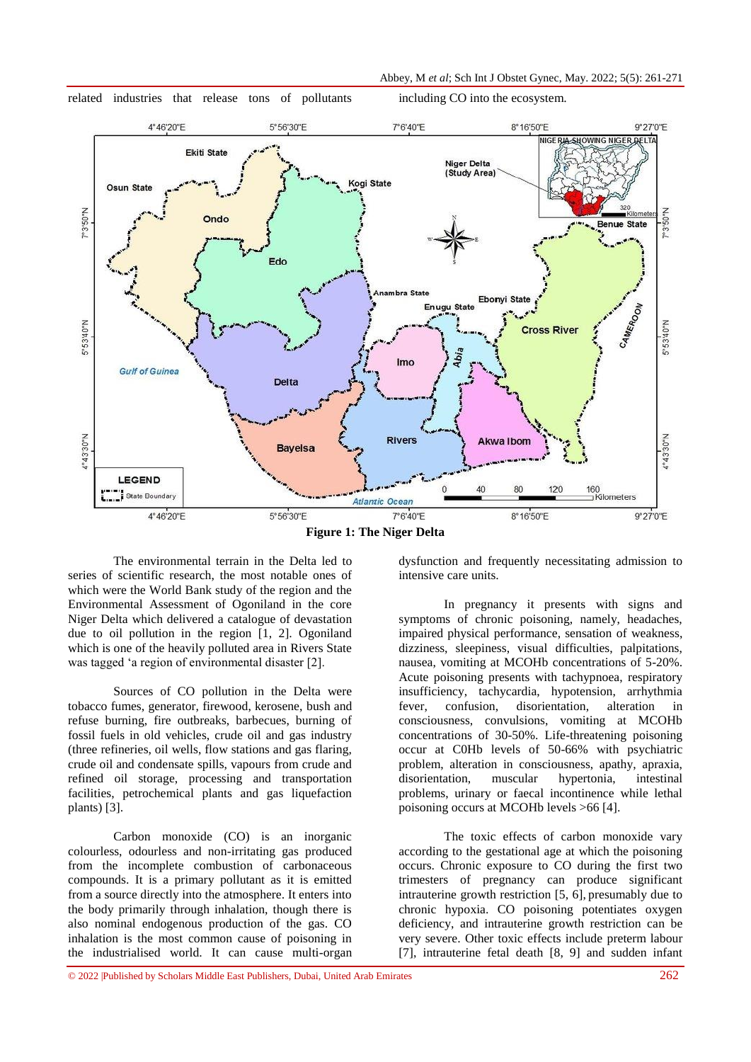related industries that release tons of pollutants including CO into the ecosystem.

4°46'20"E
5°56'30"E
7°6'40"E
8°16'50"E
9°27'0"E
7°3'50"N
5°53'40"N
4°43'30"N
NIGERIA SHOWING NIGER DELTA
320 Kilometers
Niger Delta (Study Area)
Ekiti State
Osun State
Kogi State
Benue State
Ondo
Edo
Anambra State
Ebonyi State
Enugu State
Cross River
CAMEROON
Delta
Imo
Abia
Gulf of Guinea
Bayelsa
Rivers
Akwa Ibom
LEGEND
State Boundary
Atlantic Ocean
0 40 80 120 160 Kilometers

**Figure 1: The Niger Delta**

The environmental terrain in the Delta led to series of scientific research, the most notable ones of which were the World Bank study of the region and the Environmental Assessment of Ogoniland in the core Niger Delta which delivered a catalogue of devastation due to oil pollution in the region [1, 2]. Ogoniland which is one of the heavily polluted area in Rivers State was tagged 'a region of environmental disaster [2].

Sources of CO pollution in the Delta were tobacco fumes, generator, firewood, kerosene, bush and refuse burning, fire outbreaks, barbecues, burning of fossil fuels in old vehicles, crude oil and gas industry (three refineries, oil wells, flow stations and gas flaring, crude oil and condensate spills, vapours from crude and refined oil storage, processing and transportation facilities, petrochemical plants and gas liquefaction plants) [3].

Carbon monoxide (CO) is an inorganic colourless, odourless and non-irritating gas produced from the incomplete combustion of carbonaceous compounds. It is a primary pollutant as it is emitted from a source directly into the atmosphere. It enters into the body primarily through inhalation, though there is also nominal endogenous production of the gas. CO inhalation is the most common cause of poisoning in the industrialised world. It can cause multi-organ dysfunction and frequently necessitating admission to intensive care units.

In pregnancy it presents with signs and symptoms of chronic poisoning, namely, headaches, impaired physical performance, sensation of weakness, dizziness, sleepiness, visual difficulties, palpitations, nausea, vomiting at MCOHb concentrations of 5-20%. Acute poisoning presents with tachypnoea, respiratory insufficiency, tachycardia, hypotension, arrhythmia fever, confusion, disorientation, alteration in consciousness, convulsions, vomiting at MCOHb concentrations of 30-50%. Life-threatening poisoning occur at C0Hb levels of 50-66% with psychiatric problem, alteration in consciousness, apathy, apraxia, disorientation, muscular hypertonia, intestinal problems, urinary or faecal incontinence while lethal poisoning occurs at MCOHb levels >66 [4].

The toxic effects of carbon monoxide vary according to the gestational age at which the poisoning occurs. Chronic exposure to CO during the first two trimesters of pregnancy can produce significant intrauterine growth restriction [5, 6], presumably due to chronic hypoxia. CO poisoning potentiates oxygen deficiency, and intrauterine growth restriction can be very severe. Other toxic effects include preterm labour [7], intrauterine fetal death [8, 9] and sudden infant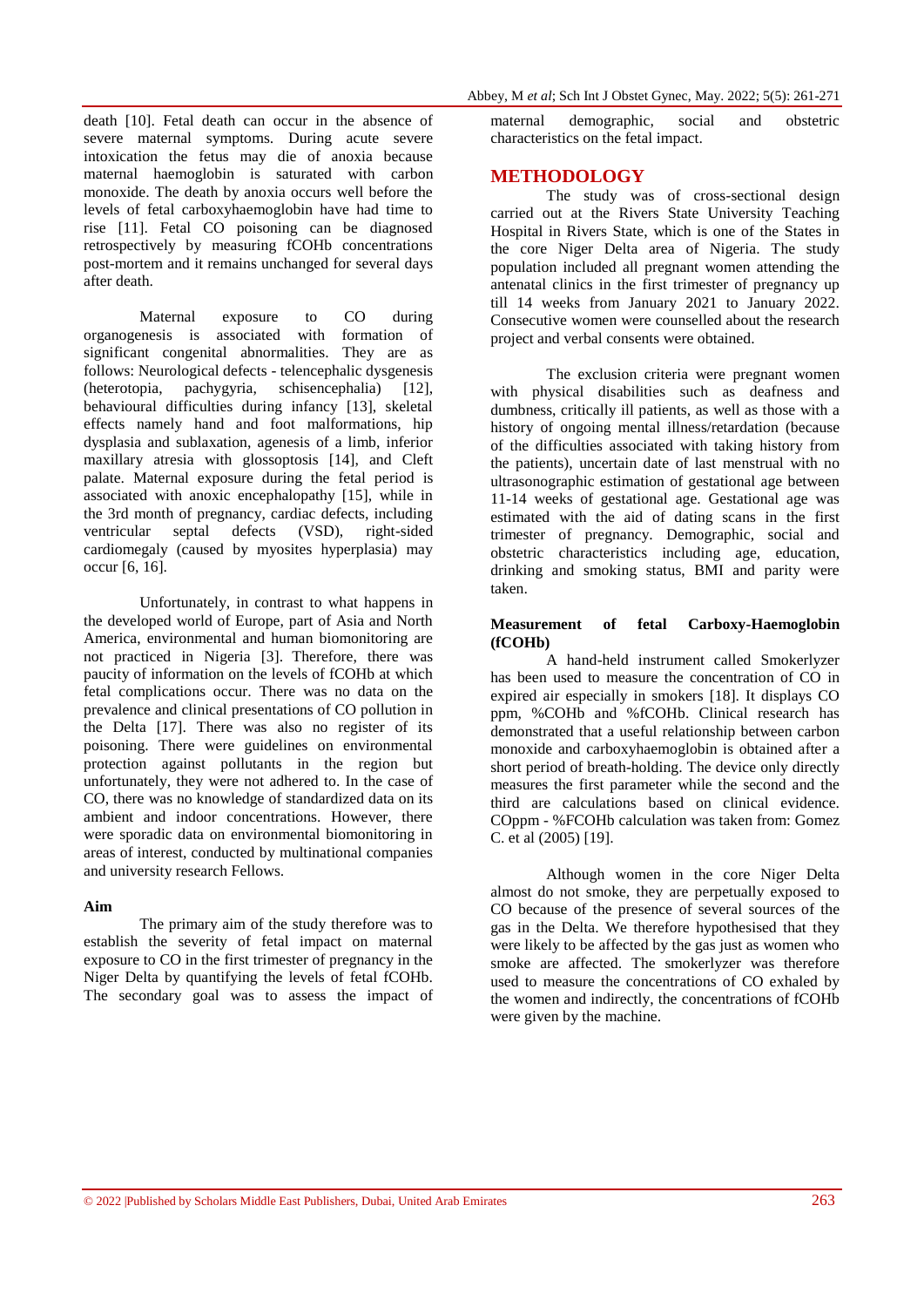death [10]. Fetal death can occur in the absence of severe maternal symptoms. During acute severe intoxication the fetus may die of anoxia because maternal haemoglobin is saturated with carbon monoxide. The death by anoxia occurs well before the levels of fetal carboxyhaemoglobin have had time to rise [11]. Fetal CO poisoning can be diagnosed retrospectively by measuring fCOHb concentrations post-mortem and it remains unchanged for several days after death.

Maternal exposure to CO during organogenesis is associated with formation of significant congenital abnormalities. They are as follows: Neurological defects - telencephalic dysgenesis (heterotopia, pachygyria, schisencephalia) [12], behavioural difficulties during infancy [13], skeletal effects namely hand and foot malformations, hip dysplasia and sublaxation, agenesis of a limb, inferior maxillary atresia with glossoptosis [14], and Cleft palate. Maternal exposure during the fetal period is associated with anoxic encephalopathy [15], while in the 3rd month of pregnancy, cardiac defects, including ventricular septal defects (VSD), right-sided cardiomegaly (caused by myosites hyperplasia) may occur [6, 16].

Unfortunately, in contrast to what happens in the developed world of Europe, part of Asia and North America, environmental and human biomonitoring are not practiced in Nigeria [3]. Therefore, there was paucity of information on the levels of fCOHb at which fetal complications occur. There was no data on the prevalence and clinical presentations of CO pollution in the Delta [17]. There was also no register of its poisoning. There were guidelines on environmental protection against pollutants in the region but unfortunately, they were not adhered to. In the case of CO, there was no knowledge of standardized data on its ambient and indoor concentrations. However, there were sporadic data on environmental biomonitoring in areas of interest, conducted by multinational companies and university research Fellows.

**Aim**

The primary aim of the study therefore was to establish the severity of fetal impact on maternal exposure to CO in the first trimester of pregnancy in the Niger Delta by quantifying the levels of fetal fCOHb. The secondary goal was to assess the impact of maternal demographic, social and obstetric characteristics on the fetal impact.

## METHODOLOGY

The study was of cross-sectional design carried out at the Rivers State University Teaching Hospital in Rivers State, which is one of the States in the core Niger Delta area of Nigeria. The study population included all pregnant women attending the antenatal clinics in the first trimester of pregnancy up till 14 weeks from January 2021 to January 2022. Consecutive women were counselled about the research project and verbal consents were obtained.

The exclusion criteria were pregnant women with physical disabilities such as deafness and dumbness, critically ill patients, as well as those with a history of ongoing mental illness/retardation (because of the difficulties associated with taking history from the patients), uncertain date of last menstrual with no ultrasonographic estimation of gestational age between 11-14 weeks of gestational age. Gestational age was estimated with the aid of dating scans in the first trimester of pregnancy. Demographic, social and obstetric characteristics including age, education, drinking and smoking status, BMI and parity were taken.

**Measurement of fetal Carboxy-Haemoglobin (fCOHb)**

A hand-held instrument called Smokerlyzer has been used to measure the concentration of CO in expired air especially in smokers [18]. It displays CO ppm, %COHb and %fCOHb. Clinical research has demonstrated that a useful relationship between carbon monoxide and carboxyhaemoglobin is obtained after a short period of breath-holding. The device only directly measures the first parameter while the second and the third are calculations based on clinical evidence. COppm - %FCOHb calculation was taken from: Gomez C. et al (2005) [19].

Although women in the core Niger Delta almost do not smoke, they are perpetually exposed to CO because of the presence of several sources of the gas in the Delta. We therefore hypothesised that they were likely to be affected by the gas just as women who smoke are affected. The smokerlyzer was therefore used to measure the concentrations of CO exhaled by the women and indirectly, the concentrations of fCOHb were given by the machine.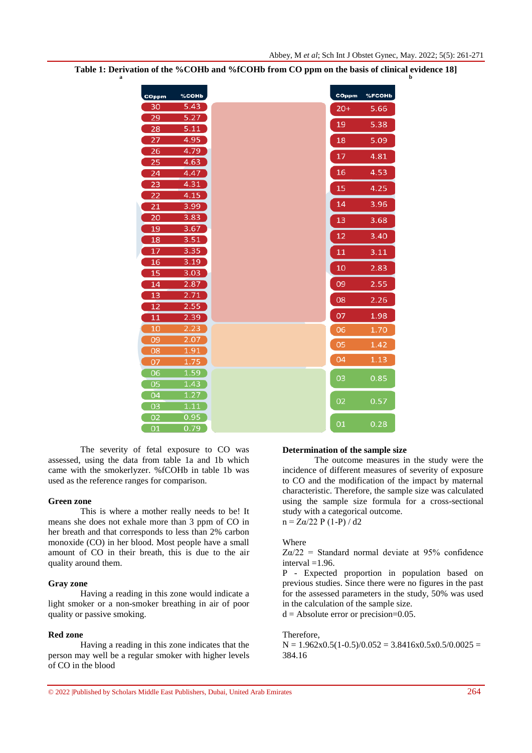**Table 1: Derivation of the %COHb and %fCOHb from CO ppm on the basis of clinical evidence 18]**

a

| COppm | %COHb |
|---|---|
| 30 | 5.43 |
| 29 | 5.27 |
| 28 | 5.11 |
| 27 | 4.95 |
| 26 | 4.79 |
| 25 | 4.63 |
| 24 | 4.47 |
| 23 | 4.31 |
| 22 | 4.15 |
| 21 | 3.99 |
| 20 | 3.83 |
| 19 | 3.67 |
| 18 | 3.51 |
| 17 | 3.35 |
| 16 | 3.19 |
| 15 | 3.03 |
| 14 | 2.87 |
| 13 | 2.71 |
| 12 | 2.55 |
| 11 | 2.39 |
| 10 | 2.23 |
| 09 | 2.07 |
| 08 | 1.91 |
| 07 | 1.75 |
| 06 | 1.59 |
| 05 | 1.43 |
| 04 | 1.27 |
| 03 | 1.11 |
| 02 | 0.95 |
| 01 | 0.79 |

b

| COppm | %FCOHb |
|---|---|
| 20+ | 5.66 |
| 19 | 5.38 |
| 18 | 5.09 |
| 17 | 4.81 |
| 16 | 4.53 |
| 15 | 4.25 |
| 14 | 3.96 |
| 13 | 3.68 |
| 12 | 3.40 |
| 11 | 3.11 |
| 10 | 2.83 |
| 09 | 2.55 |
| 08 | 2.26 |
| 07 | 1.98 |
| 06 | 1.70 |
| 05 | 1.42 |
| 04 | 1.13 |
| 03 | 0.85 |
| 02 | 0.57 |
| 01 | 0.28 |

The severity of fetal exposure to CO was assessed, using the data from table 1a and 1b which came with the smokerlyzer. %fCOHb in table 1b was used as the reference ranges for comparison.

**Green zone**

This is where a mother really needs to be! It means she does not exhale more than 3 ppm of CO in her breath and that corresponds to less than 2% carbon monoxide (CO) in her blood. Most people have a small amount of CO in their breath, this is due to the air quality around them.

**Gray zone**

Having a reading in this zone would indicate a light smoker or a non-smoker breathing in air of poor quality or passive smoking.

**Red zone**

Having a reading in this zone indicates that the person may well be a regular smoker with higher levels of CO in the blood

**Determination of the sample size**

The outcome measures in the study were the incidence of different measures of severity of exposure to CO and the modification of the impact by maternal characteristic. Therefore, the sample size was calculated using the sample size formula for a cross-sectional study with a categorical outcome.

n = Zα/22 P (1-P) / d2

Where

Zα/22 = Standard normal deviate at 95% confidence interval =1.96.

P - Expected proportion in population based on previous studies. Since there were no figures in the past for the assessed parameters in the study, 50% was used in the calculation of the sample size.

d = Absolute error or precision=0.05.

Therefore,

N = 1.962x0.5(1-0.5)/0.052 = 3.8416x0.5x0.5/0.0025 = 384.16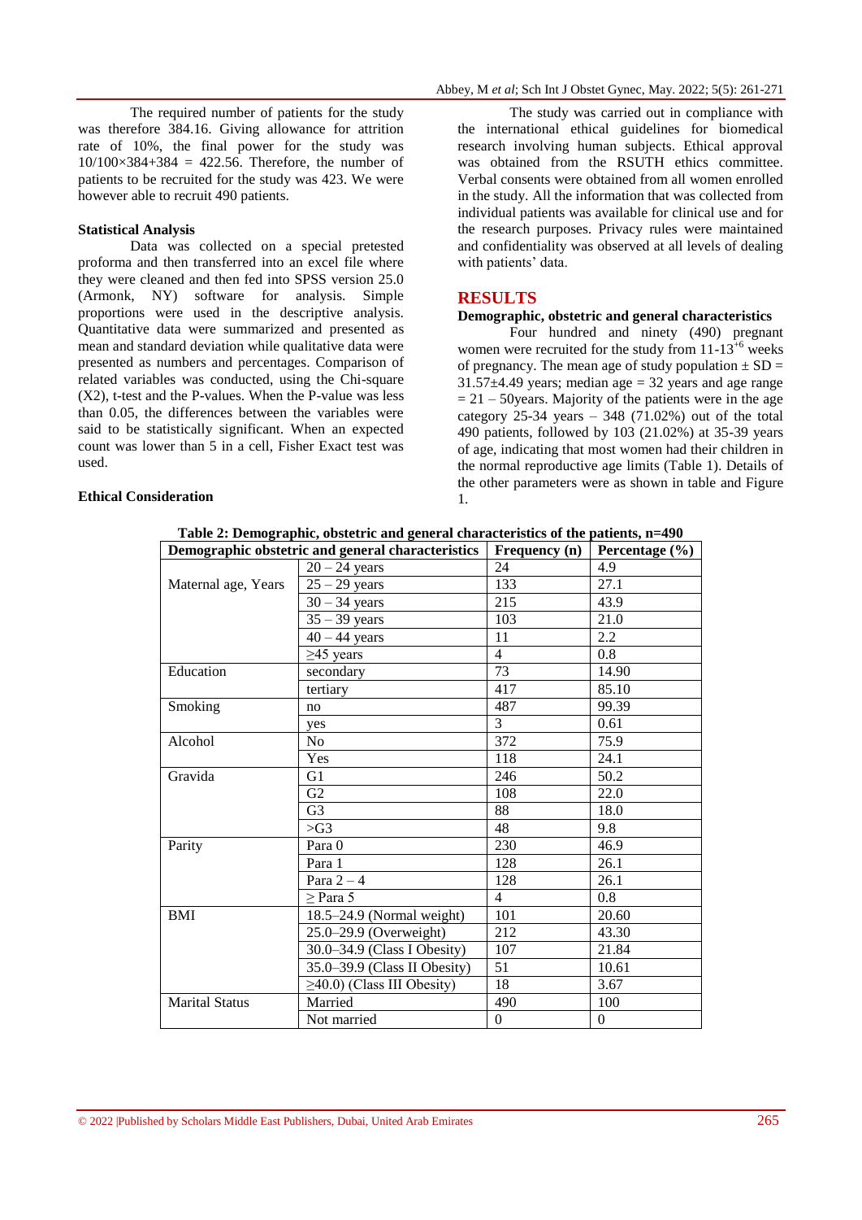The required number of patients for the study was therefore 384.16. Giving allowance for attrition rate of 10%, the final power for the study was 10/100×384+384 = 422.56. Therefore, the number of patients to be recruited for the study was 423. We were however able to recruit 490 patients.

**Statistical Analysis**

Data was collected on a special pretested proforma and then transferred into an excel file where they were cleaned and then fed into SPSS version 25.0 (Armonk, NY) software for analysis. Simple proportions were used in the descriptive analysis. Quantitative data were summarized and presented as mean and standard deviation while qualitative data were presented as numbers and percentages. Comparison of related variables was conducted, using the Chi-square (X2), t-test and the P-values. When the P-value was less than 0.05, the differences between the variables were said to be statistically significant. When an expected count was lower than 5 in a cell, Fisher Exact test was used.

**Ethical Consideration**

The study was carried out in compliance with the international ethical guidelines for biomedical research involving human subjects. Ethical approval was obtained from the RSUTH ethics committee. Verbal consents were obtained from all women enrolled in the study. All the information that was collected from individual patients was available for clinical use and for the research purposes. Privacy rules were maintained and confidentiality was observed at all levels of dealing with patients' data.

## RESULTS

**Demographic, obstetric and general characteristics**

Four hundred and ninety (490) pregnant women were recruited for the study from 11-13$^{+6}$ weeks of pregnancy. The mean age of study population ± SD = 31.57±4.49 years; median age = 32 years and age range = 21 – 50years. Majority of the patients were in the age category 25-34 years – 348 (71.02%) out of the total 490 patients, followed by 103 (21.02%) at 35-39 years of age, indicating that most women had their children in the normal reproductive age limits (Table 1). Details of the other parameters were as shown in table and Figure 1.

**Table 2: Demographic, obstetric and general characteristics of the patients, n=490**

| Demographic obstetric and general characteristics | | Frequency (n) | Percentage (%) |
|---|---|---|---|
| Maternal age, Years | 20 – 24 years | 24 | 4.9 |
| | 25 – 29 years | 133 | 27.1 |
| | 30 – 34 years | 215 | 43.9 |
| | 35 – 39 years | 103 | 21.0 |
| | 40 – 44 years | 11 | 2.2 |
| | ≥45 years | 4 | 0.8 |
| Education | secondary | 73 | 14.90 |
| | tertiary | 417 | 85.10 |
| Smoking | no | 487 | 99.39 |
| | yes | 3 | 0.61 |
| Alcohol | No | 372 | 75.9 |
| | Yes | 118 | 24.1 |
| Gravida | G1 | 246 | 50.2 |
| | G2 | 108 | 22.0 |
| | G3 | 88 | 18.0 |
| | >G3 | 48 | 9.8 |
| Parity | Para 0 | 230 | 46.9 |
| | Para 1 | 128 | 26.1 |
| | Para 2 – 4 | 128 | 26.1 |
| | ≥ Para 5 | 4 | 0.8 |
| BMI | 18.5–24.9 (Normal weight) | 101 | 20.60 |
| | 25.0–29.9 (Overweight) | 212 | 43.30 |
| | 30.0–34.9 (Class I Obesity) | 107 | 21.84 |
| | 35.0–39.9 (Class II Obesity) | 51 | 10.61 |
| | ≥40.0) (Class III Obesity) | 18 | 3.67 |
| Marital Status | Married | 490 | 100 |
| | Not married | 0 | 0 |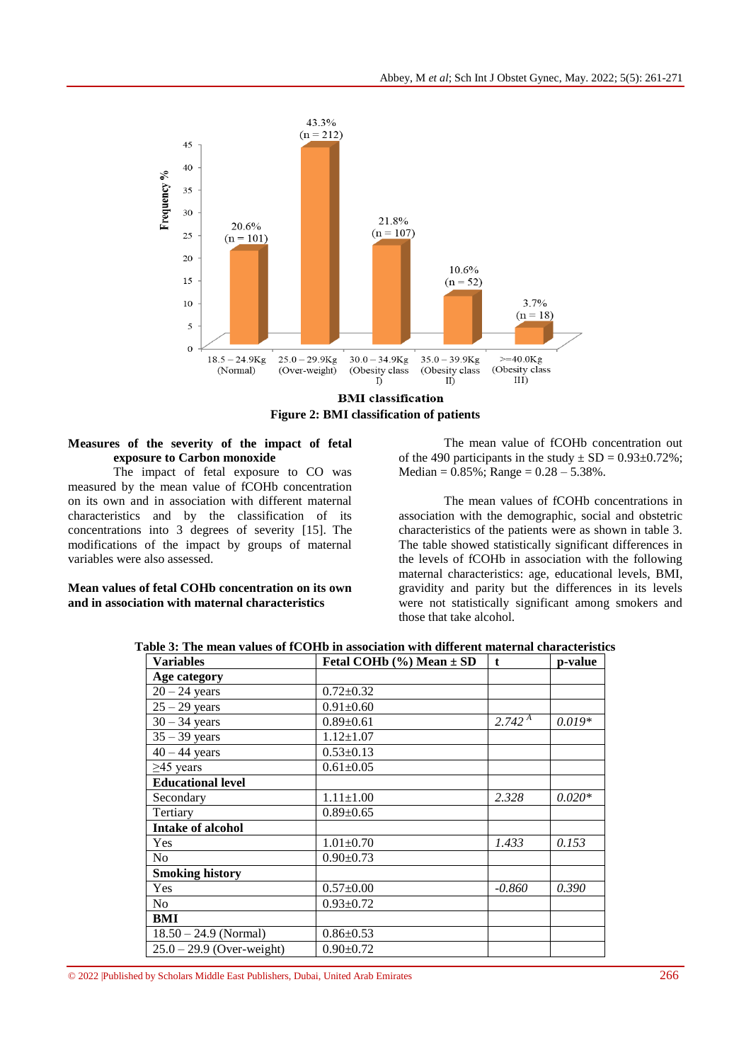43.3%
(n = 212)

20.6%
(n = 101)

21.8%
(n = 107)

10.6%
(n = 52)

3.7%
(n = 18)

Frequency %

45
40
35
30
25
20
15
10
5
0

18.5 – 24.9Kg (Normal)
25.0 – 29.9Kg (Over-weight)
30.0 – 34.9Kg (Obesity class I)
35.0 – 39.9Kg (Obesity class II)
>=40.0Kg (Obesity class III)

BMI classification

**Figure 2: BMI classification of patients**

### Measures of the severity of the impact of fetal exposure to Carbon monoxide

The impact of fetal exposure to CO was measured by the mean value of fCOHb concentration on its own and in association with different maternal characteristics and by the classification of its concentrations into 3 degrees of severity [15]. The modifications of the impact by groups of maternal variables were also assessed.

### Mean values of fetal COHb concentration on its own and in association with maternal characteristics

The mean value of fCOHb concentration out of the 490 participants in the study ± SD = 0.93±0.72%; Median = 0.85%; Range = 0.28 – 5.38%.

The mean values of fCOHb concentrations in association with the demographic, social and obstetric characteristics of the patients were as shown in table 3. The table showed statistically significant differences in the levels of fCOHb in association with the following maternal characteristics: age, educational levels, BMI, gravidity and parity but the differences in its levels were not statistically significant among smokers and those that take alcohol.

**Table 3: The mean values of fCOHb in association with different maternal characteristics**

| Variables | Fetal COHb (%) Mean ± SD | t | p-value |
|---|---|---|---|
| **Age category** | | | |
| 20 – 24 years | 0.72±0.32 | | |
| 25 – 29 years | 0.91±0.60 | | |
| 30 – 34 years | 0.89±0.61 | *2.742* [A] | *0.019** |
| 35 – 39 years | 1.12±1.07 | | |
| 40 – 44 years | 0.53±0.13 | | |
| ≥45 years | 0.61±0.05 | | |
| **Educational level** | | | |
| Secondary | 1.11±1.00 | *2.328* | *0.020** |
| Tertiary | 0.89±0.65 | | |
| **Intake of alcohol** | | | |
| Yes | 1.01±0.70 | *1.433* | *0.153* |
| No | 0.90±0.73 | | |
| **Smoking history** | | | |
| Yes | 0.57±0.00 | *-0.860* | *0.390* |
| No | 0.93±0.72 | | |
| **BMI** | | | |
| 18.50 – 24.9 (Normal) | 0.86±0.53 | | |
| 25.0 – 29.9 (Over-weight) | 0.90±0.72 | | |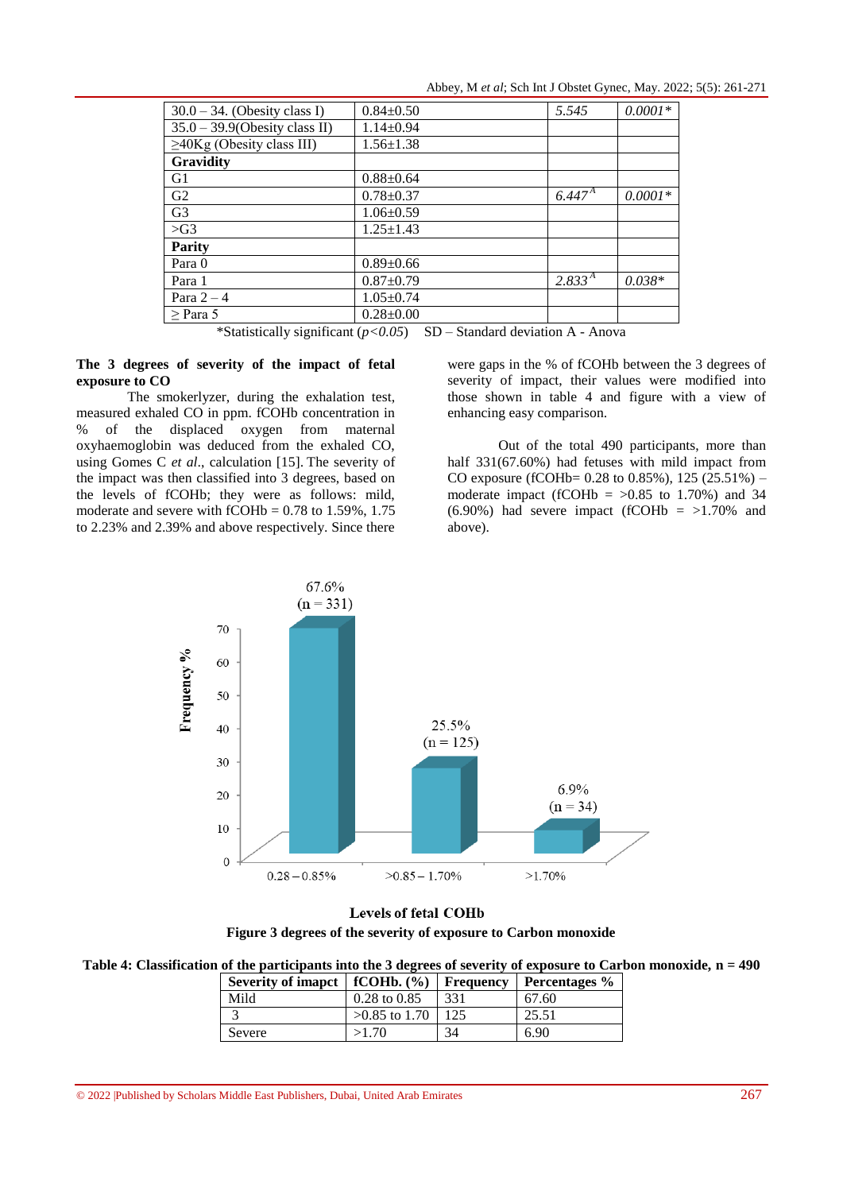| | | | |
|---|---|---|---|
| 30.0 – 34. (Obesity class I) | 0.84±0.50 | *5.545* | *0.0001** |
| 35.0 – 39.9(Obesity class II) | 1.14±0.94 | | |
| ≥40Kg (Obesity class III) | 1.56±1.38 | | |
| **Gravidity** | | | |
| G1 | 0.88±0.64 | | |
| G2 | 0.78±0.37 | *6.447*[A] | *0.0001** |
| G3 | 1.06±0.59 | | |
| >G3 | 1.25±1.43 | | |
| **Parity** | | | |
| Para 0 | 0.89±0.66 | | |
| Para 1 | 0.87±0.79 | *2.833*[A] | *0.038** |
| Para 2 – 4 | 1.05±0.74 | | |
| ≥ Para 5 | 0.28±0.00 | | |

*Statistically significant (*p<0.05*) SD – Standard deviation A - Anova

**The 3 degrees of severity of the impact of fetal exposure to CO**

The smokerlyzer, during the exhalation test, measured exhaled CO in ppm. fCOHb concentration in % of the displaced oxygen from maternal oxyhaemoglobin was deduced from the exhaled CO, using Gomes C *et al*., calculation [15]. The severity of the impact was then classified into 3 degrees, based on the levels of fCOHb; they were as follows: mild, moderate and severe with fCOHb = 0.78 to 1.59%, 1.75 to 2.23% and 2.39% and above respectively. Since there were gaps in the % of fCOHb between the 3 degrees of severity of impact, their values were modified into those shown in table 4 and figure with a view of enhancing easy comparison.

Out of the total 490 participants, more than half 331(67.60%) had fetuses with mild impact from CO exposure (fCOHb= 0.28 to 0.85%), 125 (25.51%) – moderate impact (fCOHb = >0.85 to 1.70%) and 34 (6.90%) had severe impact (fCOHb = >1.70% and above).

67.6%
(n = 331)
25.5%
(n = 125)
6.9%
(n = 34)
Frequency %
70
60
50
40
30
20
10
0
0.28 – 0.85%
>0.85 – 1.70%
>1.70%

**Levels of fetal COHb**

**Figure 3 degrees of the severity of exposure to Carbon monoxide**

**Table 4: Classification of the participants into the 3 degrees of severity of exposure to Carbon monoxide, n = 490**

| Severity of imapct | fCOHb. (%) | Frequency | Percentages % |
|---|---|---|---|
| Mild | 0.28 to 0.85 | 331 | 67.60 |
| 3 | >0.85 to 1.70 | 125 | 25.51 |
| Severe | >1.70 | 34 | 6.90 |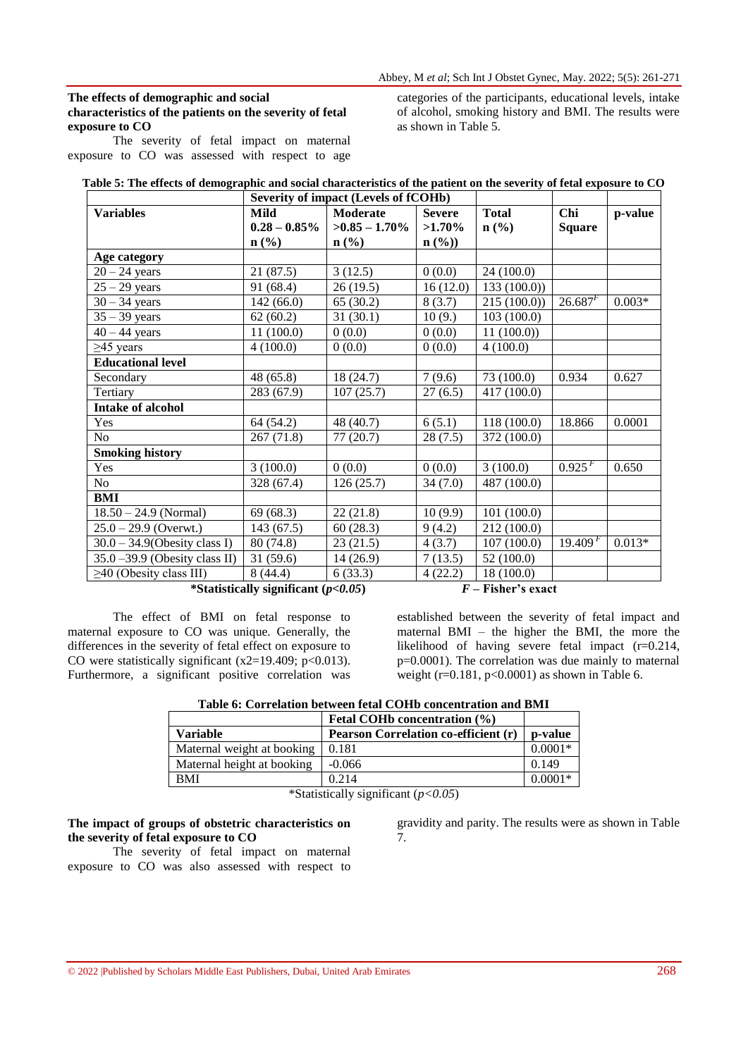### The effects of demographic and social characteristics of the patients on the severity of fetal exposure to CO

The severity of fetal impact on maternal exposure to CO was assessed with respect to age categories of the participants, educational levels, intake of alcohol, smoking history and BMI. The results were as shown in Table 5.

**Table 5: The effects of demographic and social characteristics of the patient on the severity of fetal exposure to CO**

| | Severity of impact (Levels of fCOHb) | | | | | |
|---|---|---|---|---|---|---|
| **Variables** | **Mild 0.28 – 0.85% n (%)** | **Moderate >0.85 – 1.70% n (%)** | **Severe >1.70% n (%))** | **Total n (%)** | **Chi Square** | **p-value** |
| **Age category** | | | | | | |
| 20 – 24 years | 21 (87.5) | 3 (12.5) | 0 (0.0) | 24 (100.0) | | |
| 25 – 29 years | 91 (68.4) | 26 (19.5) | 16 (12.0) | 133 (100.0)) | | |
| 30 – 34 years | 142 (66.0) | 65 (30.2) | 8 (3.7) | 215 (100.0)) | $26.687^F$ | 0.003* |
| 35 – 39 years | 62 (60.2) | 31 (30.1) | 10 (9.) | 103 (100.0) | | |
| 40 – 44 years | 11 (100.0) | 0 (0.0) | 0 (0.0) | 11 (100.0)) | | |
| ≥45 years | 4 (100.0) | 0 (0.0) | 0 (0.0) | 4 (100.0) | | |
| **Educational level** | | | | | | |
| Secondary | 48 (65.8) | 18 (24.7) | 7 (9.6) | 73 (100.0) | 0.934 | 0.627 |
| Tertiary | 283 (67.9) | 107 (25.7) | 27 (6.5) | 417 (100.0) | | |
| **Intake of alcohol** | | | | | | |
| Yes | 64 (54.2) | 48 (40.7) | 6 (5.1) | 118 (100.0) | 18.866 | 0.0001 |
| No | 267 (71.8) | 77 (20.7) | 28 (7.5) | 372 (100.0) | | |
| **Smoking history** | | | | | | |
| Yes | 3 (100.0) | 0 (0.0) | 0 (0.0) | 3 (100.0) | $0.925^F$ | 0.650 |
| No | 328 (67.4) | 126 (25.7) | 34 (7.0) | 487 (100.0) | | |
| **BMI** | | | | | | |
| 18.50 – 24.9 (Normal) | 69 (68.3) | 22 (21.8) | 10 (9.9) | 101 (100.0) | | |
| 25.0 – 29.9 (Overwt.) | 143 (67.5) | 60 (28.3) | 9 (4.2) | 212 (100.0) | | |
| 30.0 – 34.9(Obesity class I) | 80 (74.8) | 23 (21.5) | 4 (3.7) | 107 (100.0) | $19.409^F$ | 0.013* |
| 35.0 –39.9 (Obesity class II) | 31 (59.6) | 14 (26.9) | 7 (13.5) | 52 (100.0) | | |
| ≥40 (Obesity class III) | 8 (44.4) | 6 (33.3) | 4 (22.2) | 18 (100.0) | | |

**\*Statistically significant (*$p<0.05$*)** ***F* – Fisher's exact**

The effect of BMI on fetal response to maternal exposure to CO was unique. Generally, the differences in the severity of fetal effect on exposure to CO were statistically significant ($x2=19.409$; $p<0.013$). Furthermore, a significant positive correlation was established between the severity of fetal impact and maternal BMI – the higher the BMI, the more the likelihood of having severe fetal impact ($r=0.214$, $p=0.0001$). The correlation was due mainly to maternal weight ($r=0.181$, $p<0.0001$) as shown in Table 6.

**Table 6: Correlation between fetal COHb concentration and BMI**

| | Fetal COHb concentration (%) | |
|---|---|---|
| **Variable** | **Pearson Correlation co-efficient (r)** | **p-value** |
| Maternal weight at booking | 0.181 | 0.0001* |
| Maternal height at booking | -0.066 | 0.149 |
| BMI | 0.214 | 0.0001* |

\*Statistically significant ($p<0.05$)

### The impact of groups of obstetric characteristics on the severity of fetal exposure to CO

The severity of fetal impact on maternal exposure to CO was also assessed with respect to gravidity and parity. The results were as shown in Table 7.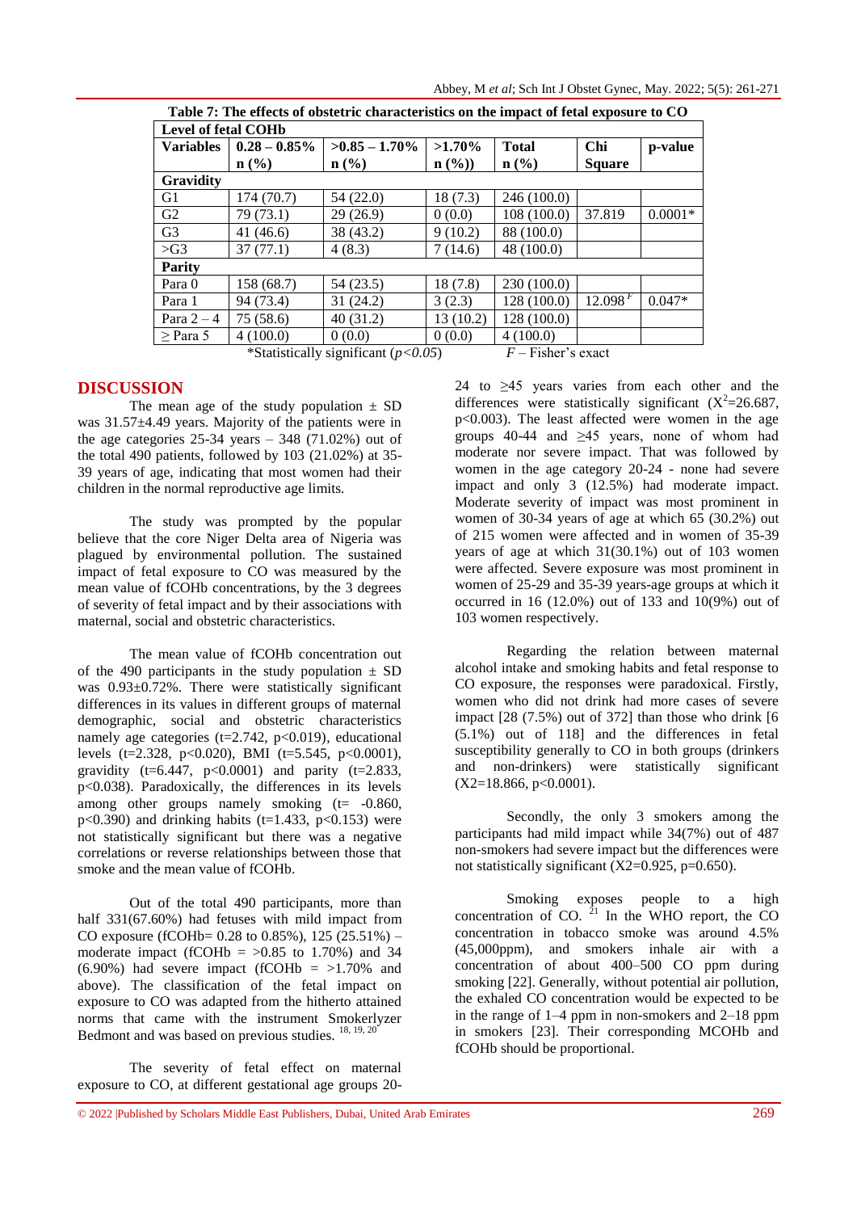**Table 7: The effects of obstetric characteristics on the impact of fetal exposure to CO**

| Level of fetal COHb | | | | | | |
|---|---|---|---|---|---|---|
| **Variables** | **0.28 – 0.85% n (%)** | **>0.85 – 1.70% n (%)** | **>1.70% n (%))** | **Total n (%)** | **Chi Square** | **p-value** |
| **Gravidity** | | | | | | |
| G1 | 174 (70.7) | 54 (22.0) | 18 (7.3) | 246 (100.0) | | |
| G2 | 79 (73.1) | 29 (26.9) | 0 (0.0) | 108 (100.0) | 37.819 | 0.0001* |
| G3 | 41 (46.6) | 38 (43.2) | 9 (10.2) | 88 (100.0) | | |
| >G3 | 37 (77.1) | 4 (8.3) | 7 (14.6) | 48 (100.0) | | |
| **Parity** | | | | | | |
| Para 0 | 158 (68.7) | 54 (23.5) | 18 (7.8) | 230 (100.0) | | |
| Para 1 | 94 (73.4) | 31 (24.2) | 3 (2.3) | 128 (100.0) | 12.098 $^{F}$ | 0.047* |
| Para 2 – 4 | 75 (58.6) | 40 (31.2) | 13 (10.2) | 128 (100.0) | | |
| ≥ Para 5 | 4 (100.0) | 0 (0.0) | 0 (0.0) | 4 (100.0) | | |

*Statistically significant (*p<0.05*) *F* – Fisher's exact

## DISCUSSION

The mean age of the study population ± SD was 31.57±4.49 years. Majority of the patients were in the age categories 25-34 years – 348 (71.02%) out of the total 490 patients, followed by 103 (21.02%) at 35-39 years of age, indicating that most women had their children in the normal reproductive age limits.

The study was prompted by the popular believe that the core Niger Delta area of Nigeria was plagued by environmental pollution. The sustained impact of fetal exposure to CO was measured by the mean value of fCOHb concentrations, by the 3 degrees of severity of fetal impact and by their associations with maternal, social and obstetric characteristics.

The mean value of fCOHb concentration out of the 490 participants in the study population ± SD was 0.93±0.72%. There were statistically significant differences in its values in different groups of maternal demographic, social and obstetric characteristics namely age categories (t=2.742, p<0.019), educational levels (t=2.328, p<0.020), BMI (t=5.545, p<0.0001), gravidity (t=6.447, p<0.0001) and parity (t=2.833, p<0.038). Paradoxically, the differences in its levels among other groups namely smoking (t= -0.860, p<0.390) and drinking habits (t=1.433, p<0.153) were not statistically significant but there was a negative correlations or reverse relationships between those that smoke and the mean value of fCOHb.

Out of the total 490 participants, more than half 331(67.60%) had fetuses with mild impact from CO exposure (fCOHb= 0.28 to 0.85%), 125 (25.51%) – moderate impact (fCOHb = >0.85 to 1.70%) and 34 (6.90%) had severe impact (fCOHb = >1.70% and above). The classification of the fetal impact on exposure to CO was adapted from the hitherto attained norms that came with the instrument Smokerlyzer Bedmont and was based on previous studies. [18, 19, 20]

The severity of fetal effect on maternal exposure to CO, at different gestational age groups 20-24 to ≥45 years varies from each other and the differences were statistically significant ($X^2$=26.687, p<0.003). The least affected were women in the age groups 40-44 and ≥45 years, none of whom had moderate nor severe impact. That was followed by women in the age category 20-24 - none had severe impact and only 3 (12.5%) had moderate impact. Moderate severity of impact was most prominent in women of 30-34 years of age at which 65 (30.2%) out of 215 women were affected and in women of 35-39 years of age at which 31(30.1%) out of 103 women were affected. Severe exposure was most prominent in women of 25-29 and 35-39 years-age groups at which it occurred in 16 (12.0%) out of 133 and 10(9%) out of 103 women respectively.

Regarding the relation between maternal alcohol intake and smoking habits and fetal response to CO exposure, the responses were paradoxical. Firstly, women who did not drink had more cases of severe impact [28 (7.5%) out of 372] than those who drink [6 (5.1%) out of 118] and the differences in fetal susceptibility generally to CO in both groups (drinkers and non-drinkers) were statistically significant (X2=18.866, p<0.0001).

Secondly, the only 3 smokers among the participants had mild impact while 34(7%) out of 487 non-smokers had severe impact but the differences were not statistically significant (X2=0.925, p=0.650).

Smoking exposes people to a high concentration of CO. [21] In the WHO report, the CO concentration in tobacco smoke was around 4.5% (45,000ppm), and smokers inhale air with a concentration of about 400–500 CO ppm during smoking [22]. Generally, without potential air pollution, the exhaled CO concentration would be expected to be in the range of 1–4 ppm in non-smokers and 2–18 ppm in smokers [23]. Their corresponding MCOHb and fCOHb should be proportional.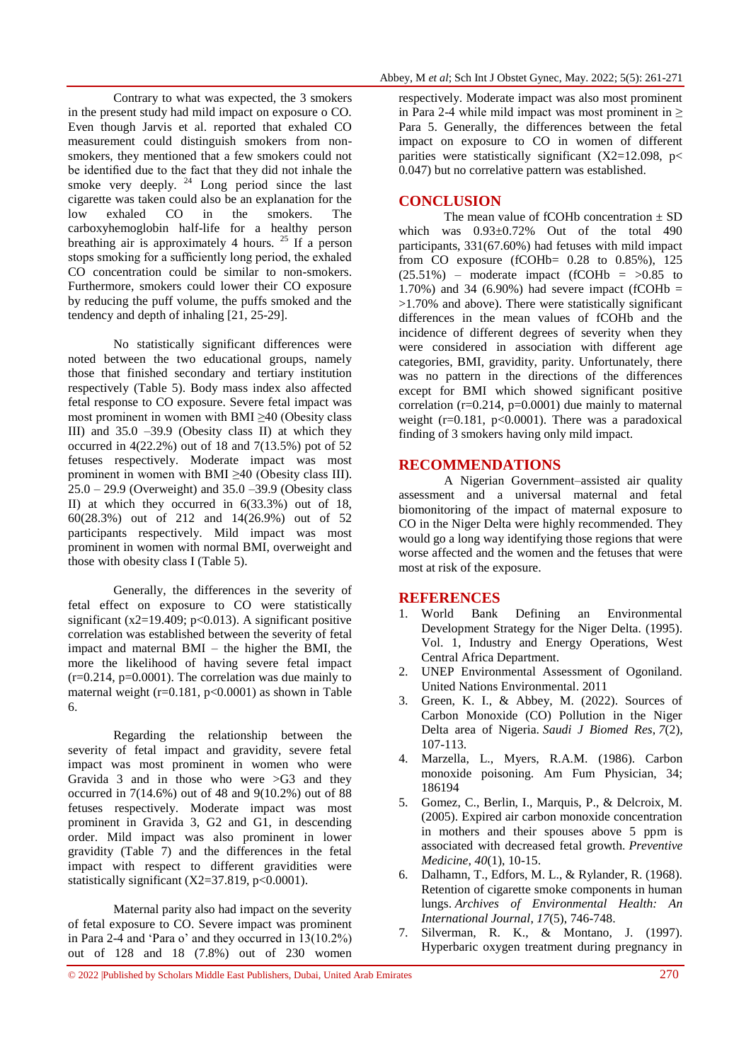Contrary to what was expected, the 3 smokers in the present study had mild impact on exposure o CO. Even though Jarvis et al. reported that exhaled CO measurement could distinguish smokers from non-smokers, they mentioned that a few smokers could not be identified due to the fact that they did not inhale the smoke very deeply. [24] Long period since the last cigarette was taken could also be an explanation for the low exhaled CO in the smokers. The carboxyhemoglobin half-life for a healthy person breathing air is approximately 4 hours. [25] If a person stops smoking for a sufficiently long period, the exhaled CO concentration could be similar to non-smokers. Furthermore, smokers could lower their CO exposure by reducing the puff volume, the puffs smoked and the tendency and depth of inhaling [21, 25-29].

No statistically significant differences were noted between the two educational groups, namely those that finished secondary and tertiary institution respectively (Table 5). Body mass index also affected fetal response to CO exposure. Severe fetal impact was most prominent in women with BMI ≥40 (Obesity class III) and 35.0 –39.9 (Obesity class II) at which they occurred in 4(22.2%) out of 18 and 7(13.5%) pot of 52 fetuses respectively. Moderate impact was most prominent in women with BMI ≥40 (Obesity class III). 25.0 – 29.9 (Overweight) and 35.0 –39.9 (Obesity class II) at which they occurred in 6(33.3%) out of 18, 60(28.3%) out of 212 and 14(26.9%) out of 52 participants respectively. Mild impact was most prominent in women with normal BMI, overweight and those with obesity class I (Table 5).

Generally, the differences in the severity of fetal effect on exposure to CO were statistically significant ($x^2$=19.409; p<0.013). A significant positive correlation was established between the severity of fetal impact and maternal BMI – the higher the BMI, the more the likelihood of having severe fetal impact (r=0.214, p=0.0001). The correlation was due mainly to maternal weight (r=0.181, p<0.0001) as shown in Table 6.

Regarding the relationship between the severity of fetal impact and gravidity, severe fetal impact was most prominent in women who were Gravida 3 and in those who were >G3 and they occurred in 7(14.6%) out of 48 and 9(10.2%) out of 88 fetuses respectively. Moderate impact was most prominent in Gravida 3, G2 and G1, in descending order. Mild impact was also prominent in lower gravidity (Table 7) and the differences in the fetal impact with respect to different gravidities were statistically significant ($X^2$=37.819, p<0.0001).

Maternal parity also had impact on the severity of fetal exposure to CO. Severe impact was prominent in Para 2-4 and 'Para o' and they occurred in 13(10.2%) out of 128 and 18 (7.8%) out of 230 women respectively. Moderate impact was also most prominent in Para 2-4 while mild impact was most prominent in ≥ Para 5. Generally, the differences between the fetal impact on exposure to CO in women of different parities were statistically significant ($X^2$=12.098, p< 0.047) but no correlative pattern was established.

## CONCLUSION

The mean value of fCOHb concentration ± SD which was 0.93±0.72% Out of the total 490 participants, 331(67.60%) had fetuses with mild impact from CO exposure (fCOHb= 0.28 to 0.85%), 125 (25.51%) – moderate impact (fCOHB = >0.85 to 1.70%) and 34 (6.90%) had severe impact (fCOHb = >1.70% and above). There were statistically significant differences in the mean values of fCOHb and the incidence of different degrees of severity when they were considered in association with different age categories, BMI, gravidity, parity. Unfortunately, there was no pattern in the directions of the differences except for BMI which showed significant positive correlation (r=0.214, p=0.0001) due mainly to maternal weight (r=0.181, p<0.0001). There was a paradoxical finding of 3 smokers having only mild impact.

## RECOMMENDATIONS

A Nigerian Government–assisted air quality assessment and a universal maternal and fetal biomonitoring of the impact of maternal exposure to CO in the Niger Delta were highly recommended. They would go a long way identifying those regions that were worse affected and the women and the fetuses that were most at risk of the exposure.

## REFERENCES

1. World Bank Defining an Environmental Development Strategy for the Niger Delta. (1995). Vol. 1, Industry and Energy Operations, West Central Africa Department.
2. UNEP Environmental Assessment of Ogoniland. United Nations Environmental. 2011
3. Green, K. I., & Abbey, M. (2022). Sources of Carbon Monoxide (CO) Pollution in the Niger Delta area of Nigeria. *Saudi J Biomed Res*, *7*(2), 107-113.
4. Marzella, L., Myers, R.A.M. (1986). Carbon monoxide poisoning. Am Fum Physician, 34; 186194
5. Gomez, C., Berlin, I., Marquis, P., & Delcroix, M. (2005). Expired air carbon monoxide concentration in mothers and their spouses above 5 ppm is associated with decreased fetal growth. *Preventive Medicine*, *40*(1), 10-15.
6. Dalhamn, T., Edfors, M. L., & Rylander, R. (1968). Retention of cigarette smoke components in human lungs. *Archives of Environmental Health: An International Journal*, *17*(5), 746-748.
7. Silverman, R. K., & Montano, J. (1997). Hyperbaric oxygen treatment during pregnancy in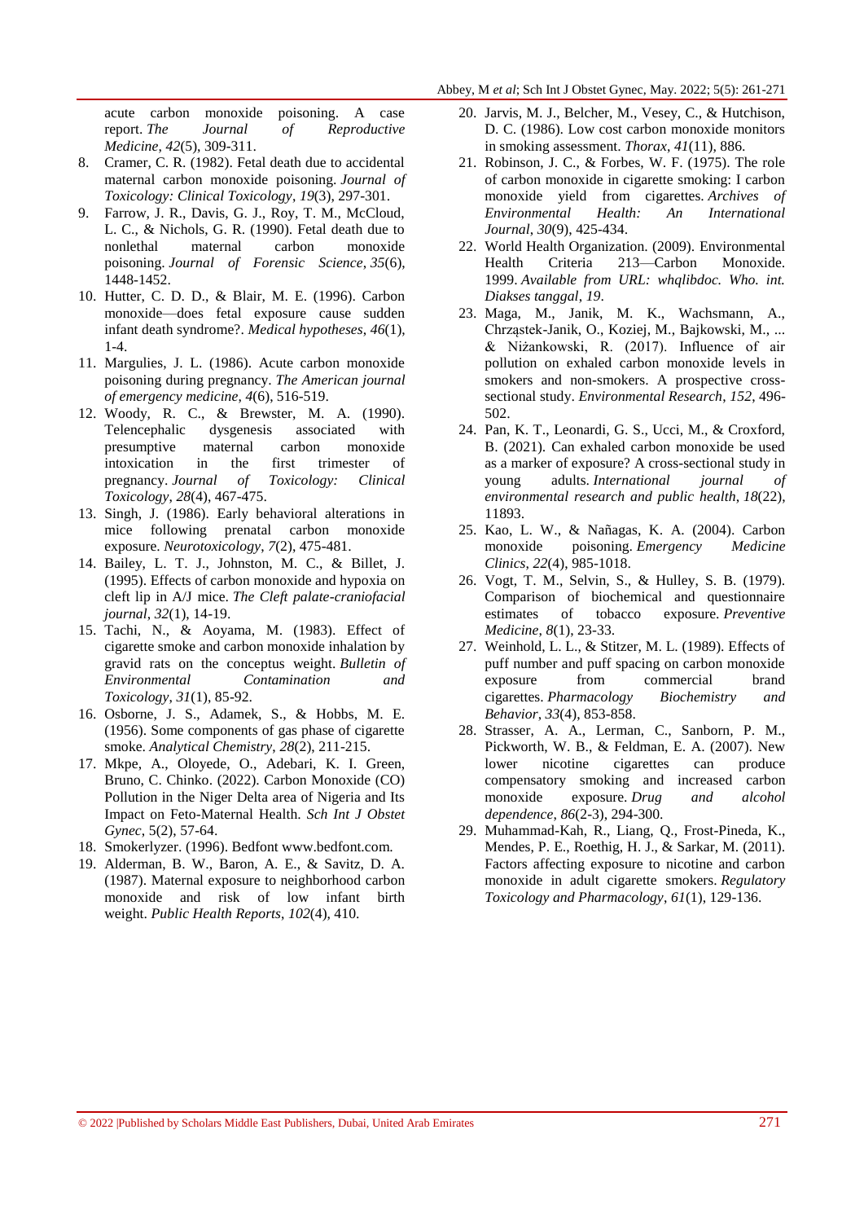acute carbon monoxide poisoning. A case report. *The Journal of Reproductive Medicine*, *42*(5), 309-311.

8. Cramer, C. R. (1982). Fetal death due to accidental maternal carbon monoxide poisoning. *Journal of Toxicology: Clinical Toxicology*, *19*(3), 297-301.
9. Farrow, J. R., Davis, G. J., Roy, T. M., McCloud, L. C., & Nichols, G. R. (1990). Fetal death due to nonlethal maternal carbon monoxide poisoning. *Journal of Forensic Science*, *35*(6), 1448-1452.
10. Hutter, C. D. D., & Blair, M. E. (1996). Carbon monoxide—does fetal exposure cause sudden infant death syndrome?. *Medical hypotheses*, *46*(1), 1-4.
11. Margulies, J. L. (1986). Acute carbon monoxide poisoning during pregnancy. *The American journal of emergency medicine*, *4*(6), 516-519.
12. Woody, R. C., & Brewster, M. A. (1990). Telencephalic dysgenesis associated with presumptive maternal carbon monoxide intoxication in the first trimester of pregnancy. *Journal of Toxicology: Clinical Toxicology*, *28*(4), 467-475.
13. Singh, J. (1986). Early behavioral alterations in mice following prenatal carbon monoxide exposure. *Neurotoxicology*, *7*(2), 475-481.
14. Bailey, L. T. J., Johnston, M. C., & Billet, J. (1995). Effects of carbon monoxide and hypoxia on cleft lip in A/J mice. *The Cleft palate-craniofacial journal*, *32*(1), 14-19.
15. Tachi, N., & Aoyama, M. (1983). Effect of cigarette smoke and carbon monoxide inhalation by gravid rats on the conceptus weight. *Bulletin of Environmental Contamination and Toxicology*, *31*(1), 85-92.
16. Osborne, J. S., Adamek, S., & Hobbs, M. E. (1956). Some components of gas phase of cigarette smoke. *Analytical Chemistry*, *28*(2), 211-215.
17. Mkpe, A., Oloyede, O., Adebari, K. I. Green, Bruno, C. Chinko. (2022). Carbon Monoxide (CO) Pollution in the Niger Delta area of Nigeria and Its Impact on Feto-Maternal Health. *Sch Int J Obstet Gynec*, 5(2), 57-64.
18. Smokerlyzer. (1996). Bedfont www.bedfont.com.
19. Alderman, B. W., Baron, A. E., & Savitz, D. A. (1987). Maternal exposure to neighborhood carbon monoxide and risk of low infant birth weight. *Public Health Reports*, *102*(4), 410.
20. Jarvis, M. J., Belcher, M., Vesey, C., & Hutchison, D. C. (1986). Low cost carbon monoxide monitors in smoking assessment. *Thorax*, *41*(11), 886.
21. Robinson, J. C., & Forbes, W. F. (1975). The role of carbon monoxide in cigarette smoking: I carbon monoxide yield from cigarettes. *Archives of Environmental Health: An International Journal*, *30*(9), 425-434.
22. World Health Organization. (2009). Environmental Health Criteria 213—Carbon Monoxide. 1999. *Available from URL: whqlibdoc. Who. int. Diakses tanggal*, *19*.
23. Maga, M., Janik, M. K., Wachsmann, A., Chrząstek-Janik, O., Koziej, M., Bajkowski, M., ... & Niżankowski, R. (2017). Influence of air pollution on exhaled carbon monoxide levels in smokers and non-smokers. A prospective cross-sectional study. *Environmental Research*, *152*, 496-502.
24. Pan, K. T., Leonardi, G. S., Ucci, M., & Croxford, B. (2021). Can exhaled carbon monoxide be used as a marker of exposure? A cross-sectional study in young adults. *International journal of environmental research and public health*, *18*(22), 11893.
25. Kao, L. W., & Nañagas, K. A. (2004). Carbon monoxide poisoning. *Emergency Medicine Clinics*, *22*(4), 985-1018.
26. Vogt, T. M., Selvin, S., & Hulley, S. B. (1979). Comparison of biochemical and questionnaire estimates of tobacco exposure. *Preventive Medicine*, *8*(1), 23-33.
27. Weinhold, L. L., & Stitzer, M. L. (1989). Effects of puff number and puff spacing on carbon monoxide exposure from commercial brand cigarettes. *Pharmacology Biochemistry and Behavior*, *33*(4), 853-858.
28. Strasser, A. A., Lerman, C., Sanborn, P. M., Pickworth, W. B., & Feldman, E. A. (2007). New lower nicotine cigarettes can produce compensatory smoking and increased carbon monoxide exposure. *Drug and alcohol dependence*, *86*(2-3), 294-300.
29. Muhammad-Kah, R., Liang, Q., Frost-Pineda, K., Mendes, P. E., Roethig, H. J., & Sarkar, M. (2011). Factors affecting exposure to nicotine and carbon monoxide in adult cigarette smokers. *Regulatory Toxicology and Pharmacology*, *61*(1), 129-136.